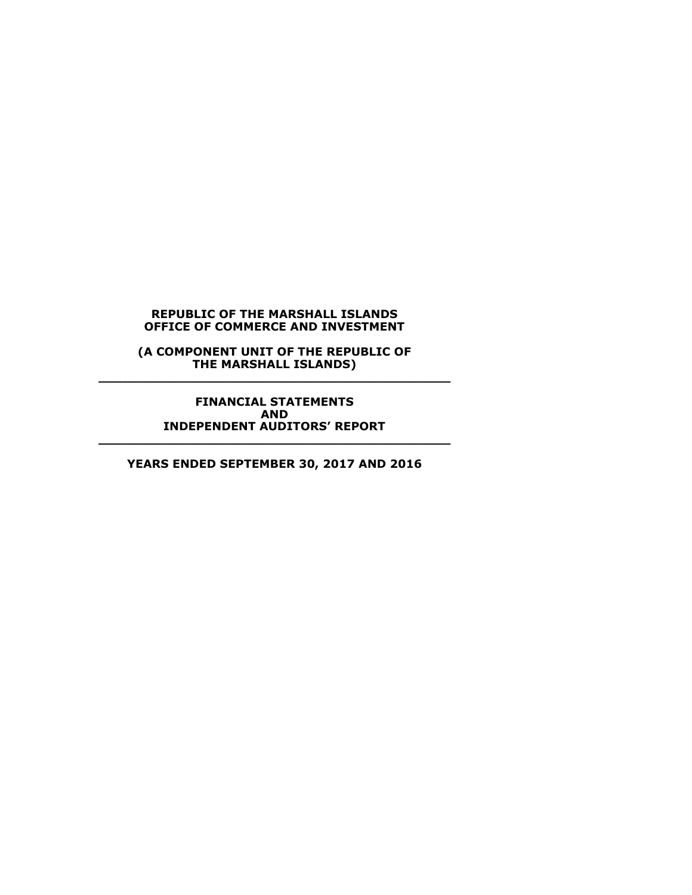**REPUBLIC OF THE MARSHALL ISLANDS**
**OFFICE OF COMMERCE AND INVESTMENT**

**(A COMPONENT UNIT OF THE REPUBLIC OF THE MARSHALL ISLANDS)**

---

**FINANCIAL STATEMENTS**
**AND**
**INDEPENDENT AUDITORS' REPORT**

---

**YEARS ENDED SEPTEMBER 30, 2017 AND 2016**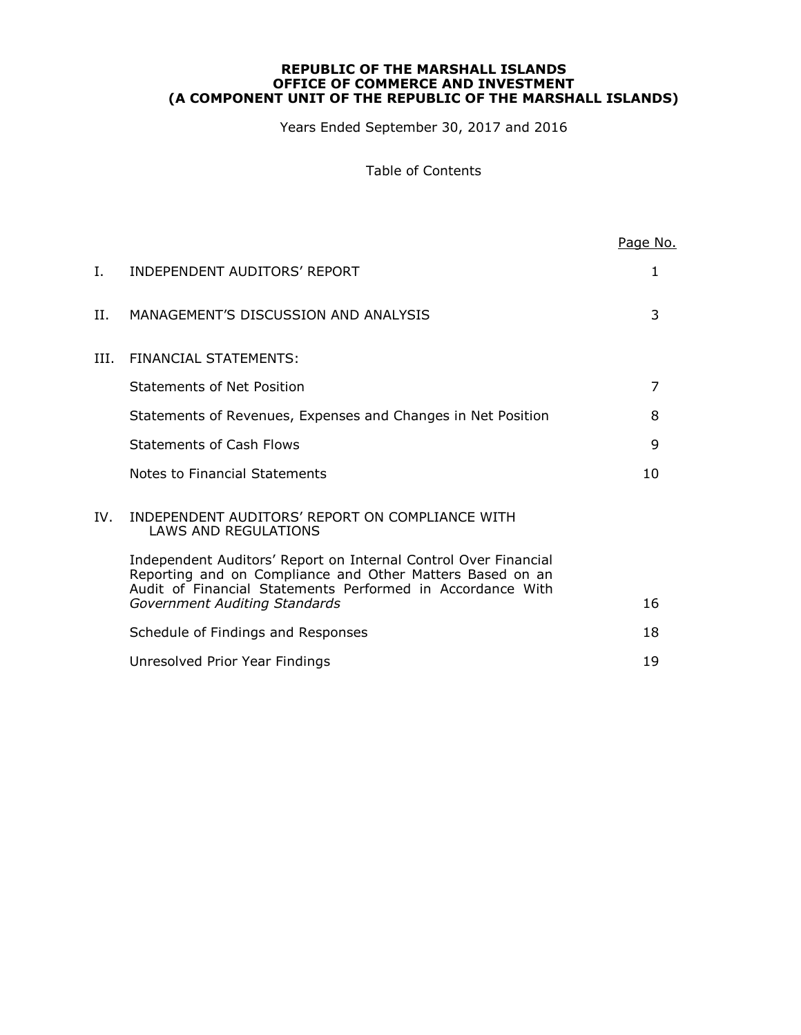**REPUBLIC OF THE MARSHALL ISLANDS**
**OFFICE OF COMMERCE AND INVESTMENT**
**(A COMPONENT UNIT OF THE REPUBLIC OF THE MARSHALL ISLANDS)**

Years Ended September 30, 2017 and 2016

Table of Contents

| | | Page No. |
|---|---|---|
| I. | INDEPENDENT AUDITORS' REPORT | 1 |
| II. | MANAGEMENT'S DISCUSSION AND ANALYSIS | 3 |
| III. | FINANCIAL STATEMENTS: | |
| | Statements of Net Position | 7 |
| | Statements of Revenues, Expenses and Changes in Net Position | 8 |
| | Statements of Cash Flows | 9 |
| | Notes to Financial Statements | 10 |
| IV. | INDEPENDENT AUDITORS' REPORT ON COMPLIANCE WITH LAWS AND REGULATIONS | |
| | Independent Auditors' Report on Internal Control Over Financial Reporting and on Compliance and Other Matters Based on an Audit of Financial Statements Performed in Accordance With *Government Auditing Standards* | 16 |
| | Schedule of Findings and Responses | 18 |
| | Unresolved Prior Year Findings | 19 |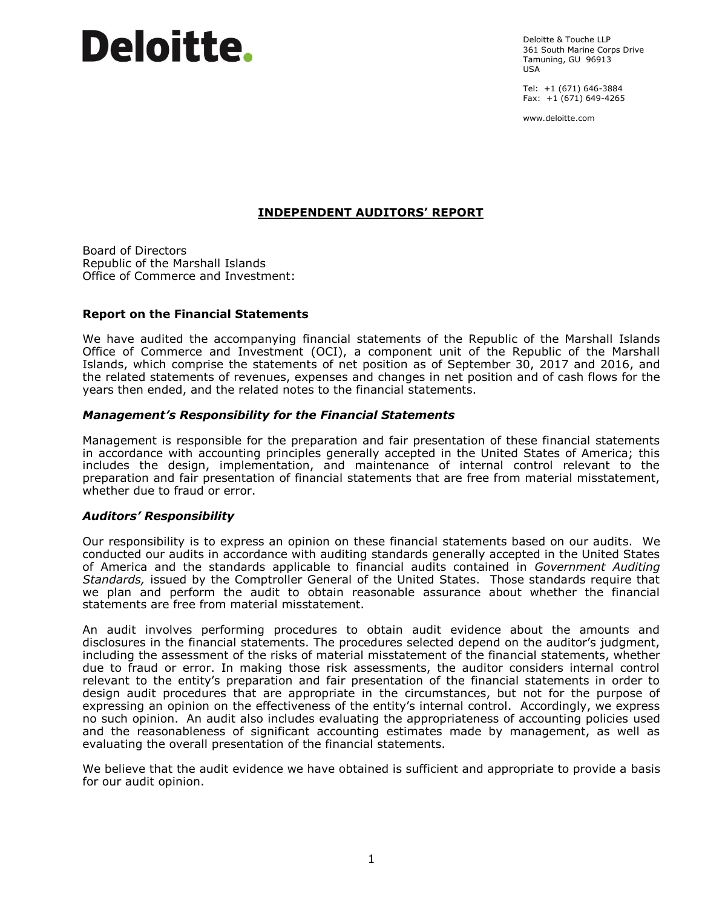Deloitte.

Deloitte & Touche LLP
361 South Marine Corps Drive
Tamuning, GU 96913
USA

Tel: +1 (671) 646-3884
Fax: +1 (671) 649-4265

www.deloitte.com

# INDEPENDENT AUDITORS' REPORT

Board of Directors
Republic of the Marshall Islands
Office of Commerce and Investment:

### Report on the Financial Statements

We have audited the accompanying financial statements of the Republic of the Marshall Islands Office of Commerce and Investment (OCI), a component unit of the Republic of the Marshall Islands, which comprise the statements of net position as of September 30, 2017 and 2016, and the related statements of revenues, expenses and changes in net position and of cash flows for the years then ended, and the related notes to the financial statements.

### *Management's Responsibility for the Financial Statements*

Management is responsible for the preparation and fair presentation of these financial statements in accordance with accounting principles generally accepted in the United States of America; this includes the design, implementation, and maintenance of internal control relevant to the preparation and fair presentation of financial statements that are free from material misstatement, whether due to fraud or error.

### *Auditors' Responsibility*

Our responsibility is to express an opinion on these financial statements based on our audits. We conducted our audits in accordance with auditing standards generally accepted in the United States of America and the standards applicable to financial audits contained in *Government Auditing Standards,* issued by the Comptroller General of the United States. Those standards require that we plan and perform the audit to obtain reasonable assurance about whether the financial statements are free from material misstatement.

An audit involves performing procedures to obtain audit evidence about the amounts and disclosures in the financial statements. The procedures selected depend on the auditor's judgment, including the assessment of the risks of material misstatement of the financial statements, whether due to fraud or error. In making those risk assessments, the auditor considers internal control relevant to the entity's preparation and fair presentation of the financial statements in order to design audit procedures that are appropriate in the circumstances, but not for the purpose of expressing an opinion on the effectiveness of the entity's internal control. Accordingly, we express no such opinion. An audit also includes evaluating the appropriateness of accounting policies used and the reasonableness of significant accounting estimates made by management, as well as evaluating the overall presentation of the financial statements.

We believe that the audit evidence we have obtained is sufficient and appropriate to provide a basis for our audit opinion.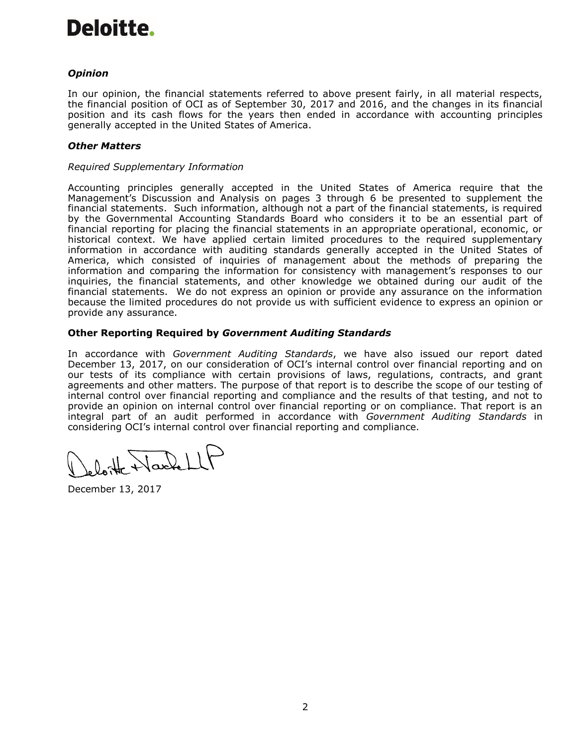**Deloitte.**

### *Opinion*

In our opinion, the financial statements referred to above present fairly, in all material respects, the financial position of OCI as of September 30, 2017 and 2016, and the changes in its financial position and its cash flows for the years then ended in accordance with accounting principles generally accepted in the United States of America.

### *Other Matters*

*Required Supplementary Information*

Accounting principles generally accepted in the United States of America require that the Management's Discussion and Analysis on pages 3 through 6 be presented to supplement the financial statements. Such information, although not a part of the financial statements, is required by the Governmental Accounting Standards Board who considers it to be an essential part of financial reporting for placing the financial statements in an appropriate operational, economic, or historical context. We have applied certain limited procedures to the required supplementary information in accordance with auditing standards generally accepted in the United States of America, which consisted of inquiries of management about the methods of preparing the information and comparing the information for consistency with management's responses to our inquiries, the financial statements, and other knowledge we obtained during our audit of the financial statements. We do not express an opinion or provide any assurance on the information because the limited procedures do not provide us with sufficient evidence to express an opinion or provide any assurance.

### Other Reporting Required by *Government Auditing Standards*

In accordance with *Government Auditing Standards*, we have also issued our report dated December 13, 2017, on our consideration of OCI's internal control over financial reporting and on our tests of its compliance with certain provisions of laws, regulations, contracts, and grant agreements and other matters. The purpose of that report is to describe the scope of our testing of internal control over financial reporting and compliance and the results of that testing, and not to provide an opinion on internal control over financial reporting or on compliance. That report is an integral part of an audit performed in accordance with *Government Auditing Standards* in considering OCI's internal control over financial reporting and compliance.

Deloitte & Touche LLP

December 13, 2017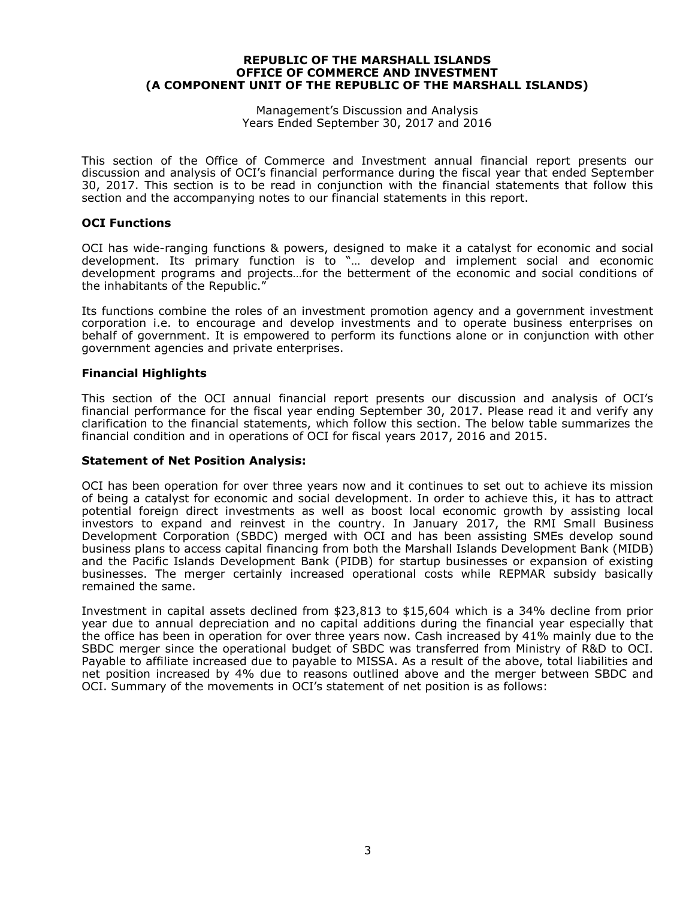**REPUBLIC OF THE MARSHALL ISLANDS**
**OFFICE OF COMMERCE AND INVESTMENT**
**(A COMPONENT UNIT OF THE REPUBLIC OF THE MARSHALL ISLANDS)**

Management's Discussion and Analysis
Years Ended September 30, 2017 and 2016

This section of the Office of Commerce and Investment annual financial report presents our discussion and analysis of OCI's financial performance during the fiscal year that ended September 30, 2017. This section is to be read in conjunction with the financial statements that follow this section and the accompanying notes to our financial statements in this report.

## OCI Functions

OCI has wide-ranging functions & powers, designed to make it a catalyst for economic and social development. Its primary function is to "… develop and implement social and economic development programs and projects…for the betterment of the economic and social conditions of the inhabitants of the Republic."

Its functions combine the roles of an investment promotion agency and a government investment corporation i.e. to encourage and develop investments and to operate business enterprises on behalf of government. It is empowered to perform its functions alone or in conjunction with other government agencies and private enterprises.

## Financial Highlights

This section of the OCI annual financial report presents our discussion and analysis of OCI's financial performance for the fiscal year ending September 30, 2017. Please read it and verify any clarification to the financial statements, which follow this section. The below table summarizes the financial condition and in operations of OCI for fiscal years 2017, 2016 and 2015.

## Statement of Net Position Analysis:

OCI has been operation for over three years now and it continues to set out to achieve its mission of being a catalyst for economic and social development. In order to achieve this, it has to attract potential foreign direct investments as well as boost local economic growth by assisting local investors to expand and reinvest in the country. In January 2017, the RMI Small Business Development Corporation (SBDC) merged with OCI and has been assisting SMEs develop sound business plans to access capital financing from both the Marshall Islands Development Bank (MIDB) and the Pacific Islands Development Bank (PIDB) for startup businesses or expansion of existing businesses. The merger certainly increased operational costs while REPMAR subsidy basically remained the same.

Investment in capital assets declined from $23,813 to $15,604 which is a 34% decline from prior year due to annual depreciation and no capital additions during the financial year especially that the office has been in operation for over three years now. Cash increased by 41% mainly due to the SBDC merger since the operational budget of SBDC was transferred from Ministry of R&D to OCI. Payable to affiliate increased due to payable to MISSA. As a result of the above, total liabilities and net position increased by 4% due to reasons outlined above and the merger between SBDC and OCI. Summary of the movements in OCI's statement of net position is as follows: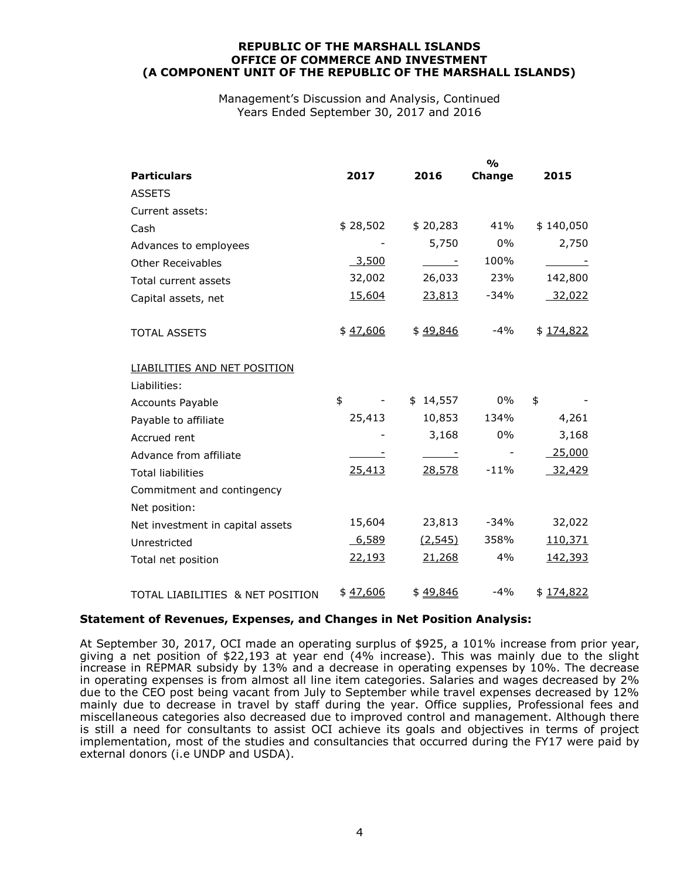**REPUBLIC OF THE MARSHALL ISLANDS**
**OFFICE OF COMMERCE AND INVESTMENT**
**(A COMPONENT UNIT OF THE REPUBLIC OF THE MARSHALL ISLANDS)**

Management's Discussion and Analysis, Continued
Years Ended September 30, 2017 and 2016

| **Particulars** | **2017** | **2016** | **% Change** | **2015** |
|---|---|---|---|---|
| ASSETS | | | | |
| Current assets: | | | | |
| Cash | $ 28,502 | $ 20,283 | 41% | $ 140,050 |
| Advances to employees | - | 5,750 | 0% | 2,750 |
| Other Receivables | 3,500 | - | 100% | - |
| Total current assets | 32,002 | 26,033 | 23% | 142,800 |
| Capital assets, net | 15,604 | 23,813 | -34% | 32,022 |
| TOTAL ASSETS | $ 47,606 | $ 49,846 | -4% | $ 174,822 |
| LIABILITIES AND NET POSITION | | | | |
| Liabilities: | | | | |
| Accounts Payable | $ - | $ 14,557 | 0% | $ - |
| Payable to affiliate | 25,413 | 10,853 | 134% | 4,261 |
| Accrued rent | - | 3,168 | 0% | 3,168 |
| Advance from affiliate | - | - | - | 25,000 |
| Total liabilities | 25,413 | 28,578 | -11% | 32,429 |
| Commitment and contingency | | | | |
| Net position: | | | | |
| Net investment in capital assets | 15,604 | 23,813 | -34% | 32,022 |
| Unrestricted | 6,589 | (2,545) | 358% | 110,371 |
| Total net position | 22,193 | 21,268 | 4% | 142,393 |
| TOTAL LIABILITIES & NET POSITION | $ 47,606 | $ 49,846 | -4% | $ 174,822 |

**Statement of Revenues, Expenses, and Changes in Net Position Analysis:**

At September 30, 2017, OCI made an operating surplus of $925, a 101% increase from prior year, giving a net position of $22,193 at year end (4% increase). This was mainly due to the slight increase in REPMAR subsidy by 13% and a decrease in operating expenses by 10%. The decrease in operating expenses is from almost all line item categories. Salaries and wages decreased by 2% due to the CEO post being vacant from July to September while travel expenses decreased by 12% mainly due to decrease in travel by staff during the year. Office supplies, Professional fees and miscellaneous categories also decreased due to improved control and management. Although there is still a need for consultants to assist OCI achieve its goals and objectives in terms of project implementation, most of the studies and consultancies that occurred during the FY17 were paid by external donors (i.e UNDP and USDA).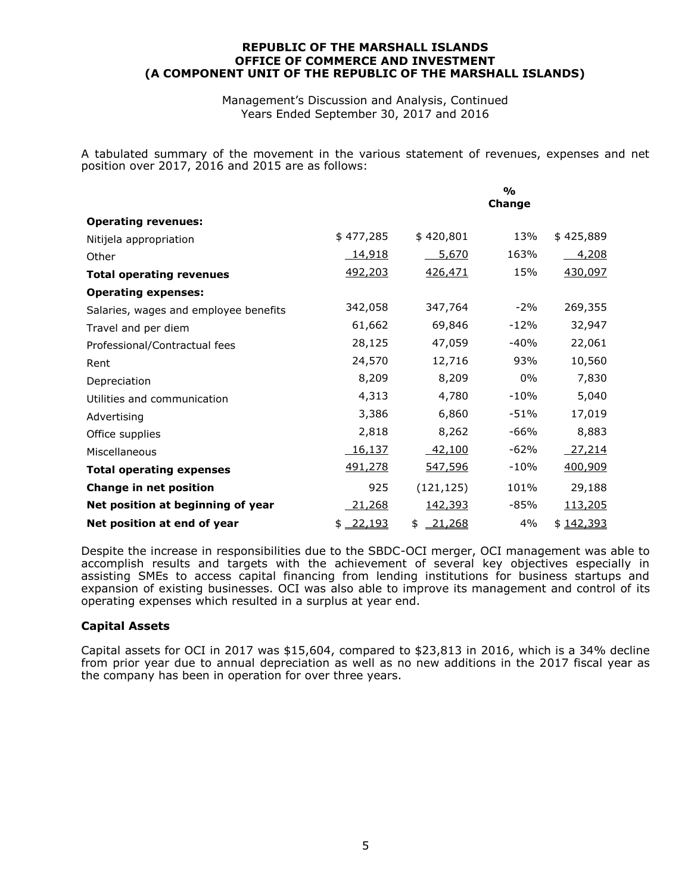**REPUBLIC OF THE MARSHALL ISLANDS**
**OFFICE OF COMMERCE AND INVESTMENT**
**(A COMPONENT UNIT OF THE REPUBLIC OF THE MARSHALL ISLANDS)**

Management's Discussion and Analysis, Continued
Years Ended September 30, 2017 and 2016

A tabulated summary of the movement in the various statement of revenues, expenses and net position over 2017, 2016 and 2015 are as follows:

| | | | % Change | |
|---|---|---|---|---|
| **Operating revenues:** | | | | |
| Nitijela appropriation | $ 477,285 | $ 420,801 | 13% | $ 425,889 |
| Other | 14,918 | 5,670 | 163% | 4,208 |
| **Total operating revenues** | 492,203 | 426,471 | 15% | 430,097 |
| **Operating expenses:** | | | | |
| Salaries, wages and employee benefits | 342,058 | 347,764 | -2% | 269,355 |
| Travel and per diem | 61,662 | 69,846 | -12% | 32,947 |
| Professional/Contractual fees | 28,125 | 47,059 | -40% | 22,061 |
| Rent | 24,570 | 12,716 | 93% | 10,560 |
| Depreciation | 8,209 | 8,209 | 0% | 7,830 |
| Utilities and communication | 4,313 | 4,780 | -10% | 5,040 |
| Advertising | 3,386 | 6,860 | -51% | 17,019 |
| Office supplies | 2,818 | 8,262 | -66% | 8,883 |
| Miscellaneous | 16,137 | 42,100 | -62% | 27,214 |
| **Total operating expenses** | 491,278 | 547,596 | -10% | 400,909 |
| **Change in net position** | 925 | (121,125) | 101% | 29,188 |
| **Net position at beginning of year** | 21,268 | 142,393 | -85% | 113,205 |
| **Net position at end of year** | $ 22,193 | $ 21,268 | 4% | $ 142,393 |

Despite the increase in responsibilities due to the SBDC-OCI merger, OCI management was able to accomplish results and targets with the achievement of several key objectives especially in assisting SMEs to access capital financing from lending institutions for business startups and expansion of existing businesses. OCI was also able to improve its management and control of its operating expenses which resulted in a surplus at year end.

## Capital Assets

Capital assets for OCI in 2017 was $15,604, compared to $23,813 in 2016, which is a 34% decline from prior year due to annual depreciation as well as no new additions in the 2017 fiscal year as the company has been in operation for over three years.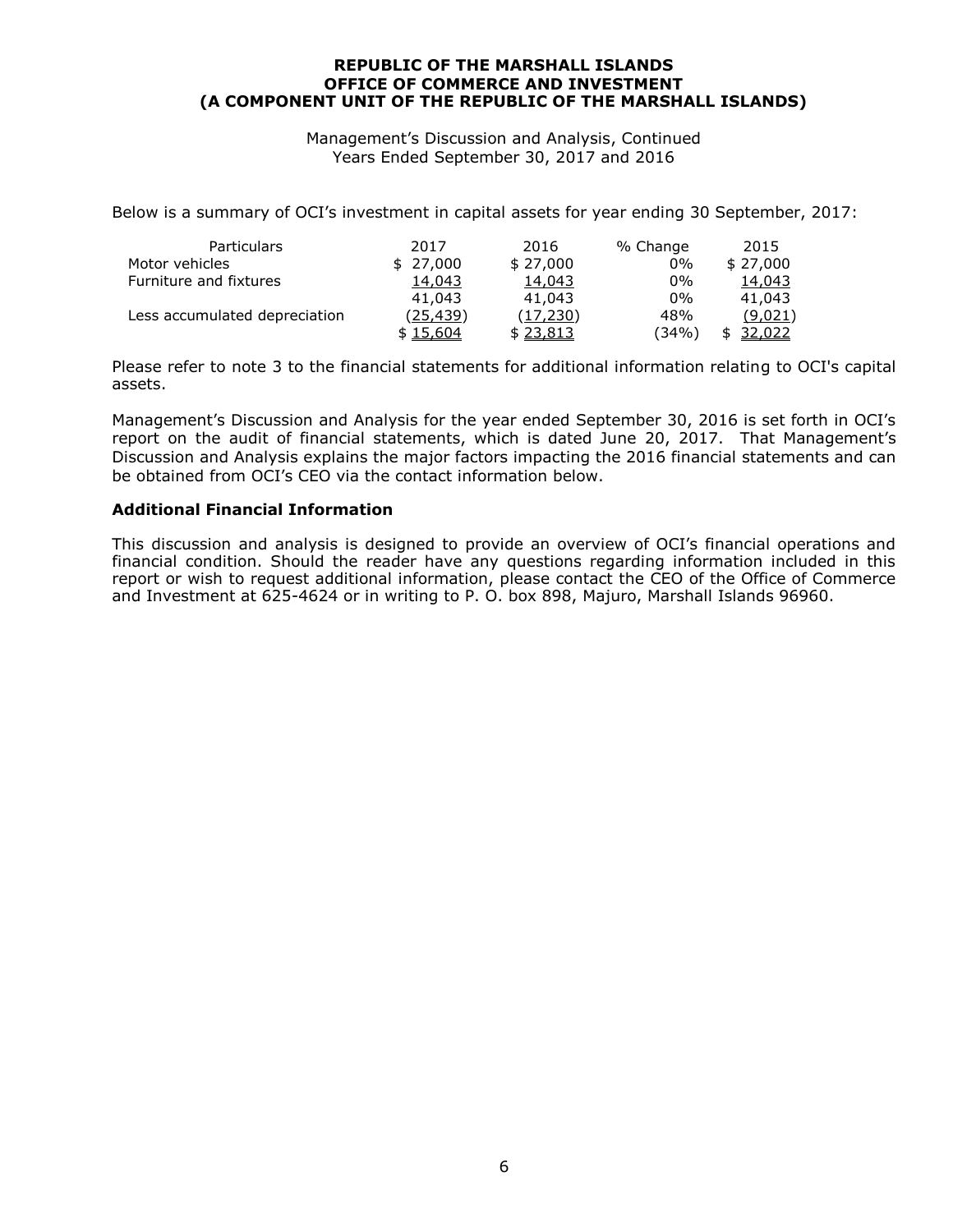Below is a summary of OCI's investment in capital assets for year ending 30 September, 2017:

| Particulars | 2017 | 2016 | % Change | 2015 |
|---|---|---|---|---|
| Motor vehicles | $ 27,000 | $ 27,000 | 0% | $ 27,000 |
| Furniture and fixtures | 14,043 | 14,043 | 0% | 14,043 |
| | 41,043 | 41,043 | 0% | 41,043 |
| Less accumulated depreciation | (25,439) | (17,230) | 48% | (9,021) |
| | $ 15,604 | $ 23,813 | (34%) | $ 32,022 |

Please refer to note 3 to the financial statements for additional information relating to OCI's capital assets.

Management's Discussion and Analysis for the year ended September 30, 2016 is set forth in OCI's report on the audit of financial statements, which is dated June 20, 2017. That Management's Discussion and Analysis explains the major factors impacting the 2016 financial statements and can be obtained from OCI's CEO via the contact information below.

**Additional Financial Information**

This discussion and analysis is designed to provide an overview of OCI's financial operations and financial condition. Should the reader have any questions regarding information included in this report or wish to request additional information, please contact the CEO of the Office of Commerce and Investment at 625-4624 or in writing to P. O. box 898, Majuro, Marshall Islands 96960.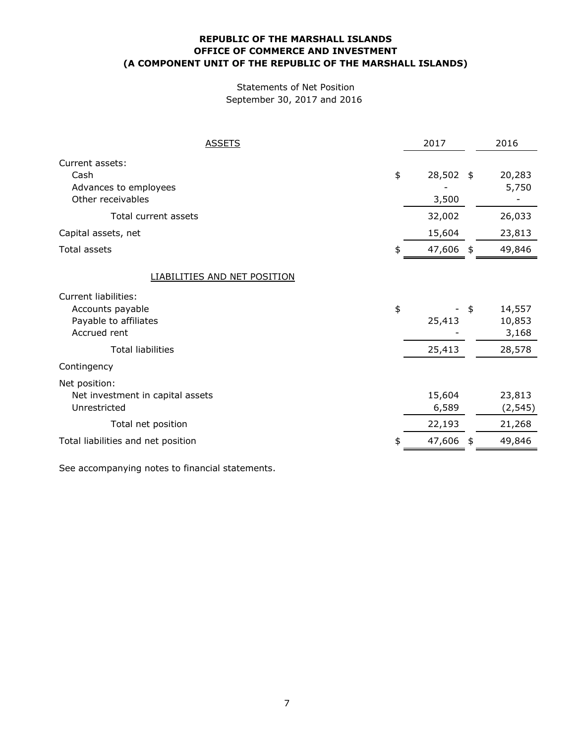**REPUBLIC OF THE MARSHALL ISLANDS**
**OFFICE OF COMMERCE AND INVESTMENT**
**(A COMPONENT UNIT OF THE REPUBLIC OF THE MARSHALL ISLANDS)**

Statements of Net Position
September 30, 2017 and 2016

| ASSETS | 2017 | 2016 |
|---|---|---|
| Current assets: | | |
| Cash | $ 28,502 | $ 20,283 |
| Advances to employees | - | 5,750 |
| Other receivables | 3,500 | - |
| Total current assets | 32,002 | 26,033 |
| Capital assets, net | 15,604 | 23,813 |
| Total assets | $ 47,606 | $ 49,846 |
| LIABILITIES AND NET POSITION | | |
| Current liabilities: | | |
| Accounts payable | $ - | $ 14,557 |
| Payable to affiliates | 25,413 | 10,853 |
| Accrued rent | - | 3,168 |
| Total liabilities | 25,413 | 28,578 |
| Contingency | | |
| Net position: | | |
| Net investment in capital assets | 15,604 | 23,813 |
| Unrestricted | 6,589 | (2,545) |
| Total net position | 22,193 | 21,268 |
| Total liabilities and net position | $ 47,606 | $ 49,846 |

See accompanying notes to financial statements.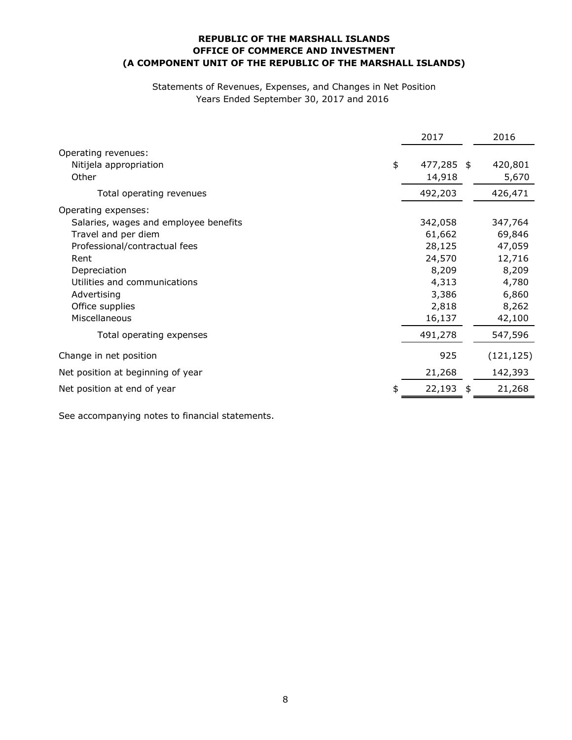**REPUBLIC OF THE MARSHALL ISLANDS**
**OFFICE OF COMMERCE AND INVESTMENT**
**(A COMPONENT UNIT OF THE REPUBLIC OF THE MARSHALL ISLANDS)**

Statements of Revenues, Expenses, and Changes in Net Position
Years Ended September 30, 2017 and 2016

| | 2017 | 2016 |
|---|---|---|
| Operating revenues: | | |
| Nitijela appropriation | $ 477,285 | $ 420,801 |
| Other | 14,918 | 5,670 |
| Total operating revenues | 492,203 | 426,471 |
| Operating expenses: | | |
| Salaries, wages and employee benefits | 342,058 | 347,764 |
| Travel and per diem | 61,662 | 69,846 |
| Professional/contractual fees | 28,125 | 47,059 |
| Rent | 24,570 | 12,716 |
| Depreciation | 8,209 | 8,209 |
| Utilities and communications | 4,313 | 4,780 |
| Advertising | 3,386 | 6,860 |
| Office supplies | 2,818 | 8,262 |
| Miscellaneous | 16,137 | 42,100 |
| Total operating expenses | 491,278 | 547,596 |
| Change in net position | 925 | (121,125) |
| Net position at beginning of year | 21,268 | 142,393 |
| Net position at end of year | $ 22,193 | $ 21,268 |

See accompanying notes to financial statements.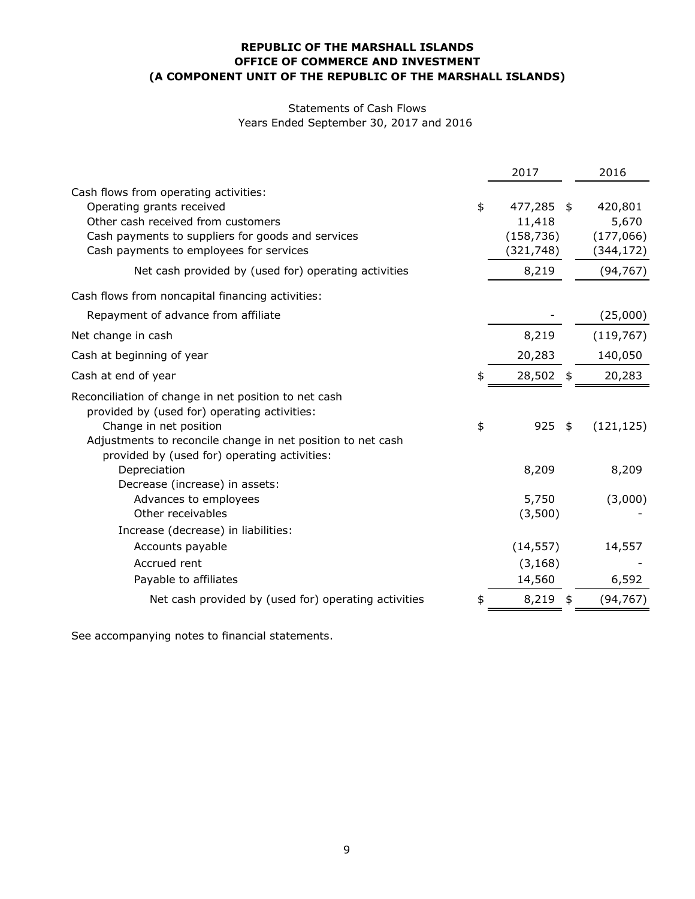**REPUBLIC OF THE MARSHALL ISLANDS**
**OFFICE OF COMMERCE AND INVESTMENT**
**(A COMPONENT UNIT OF THE REPUBLIC OF THE MARSHALL ISLANDS)**

Statements of Cash Flows
Years Ended September 30, 2017 and 2016

| | 2017 | 2016 |
|---|---|---|
| Cash flows from operating activities: | | |
| Operating grants received | $ 477,285 | $ 420,801 |
| Other cash received from customers | 11,418 | 5,670 |
| Cash payments to suppliers for goods and services | (158,736) | (177,066) |
| Cash payments to employees for services | (321,748) | (344,172) |
| Net cash provided by (used for) operating activities | 8,219 | (94,767) |
| Cash flows from noncapital financing activities: | | |
| Repayment of advance from affiliate | - | (25,000) |
| Net change in cash | 8,219 | (119,767) |
| Cash at beginning of year | 20,283 | 140,050 |
| Cash at end of year | $ 28,502 | $ 20,283 |
| Reconciliation of change in net position to net cash provided by (used for) operating activities: | | |
| Change in net position | $ 925 | $ (121,125) |
| Adjustments to reconcile change in net position to net cash provided by (used for) operating activities: | | |
| Depreciation | 8,209 | 8,209 |
| Decrease (increase) in assets: | | |
| Advances to employees | 5,750 | (3,000) |
| Other receivables | (3,500) | - |
| Increase (decrease) in liabilities: | | |
| Accounts payable | (14,557) | 14,557 |
| Accrued rent | (3,168) | - |
| Payable to affiliates | 14,560 | 6,592 |
| Net cash provided by (used for) operating activities | $ 8,219 | $ (94,767) |

See accompanying notes to financial statements.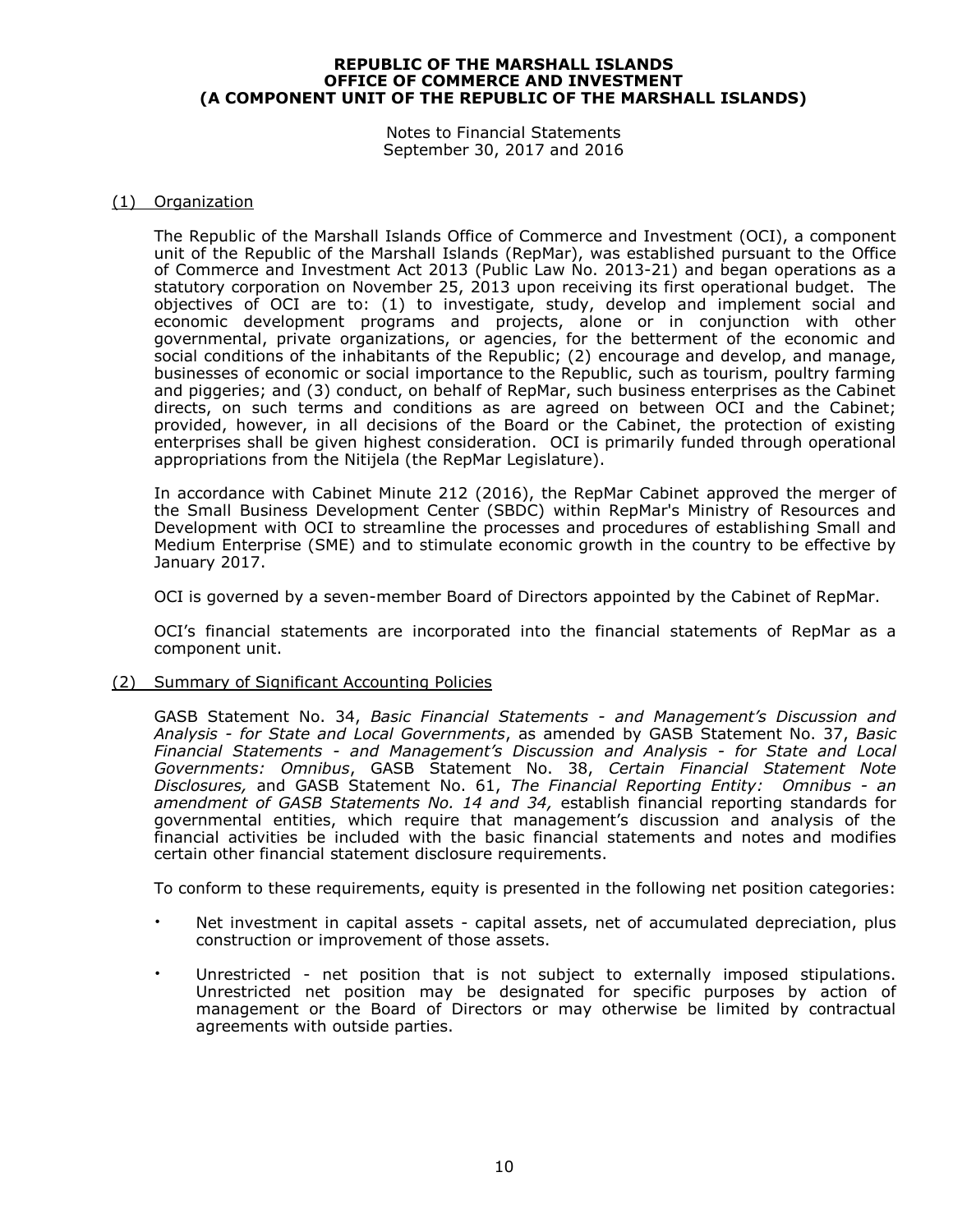**REPUBLIC OF THE MARSHALL ISLANDS**
**OFFICE OF COMMERCE AND INVESTMENT**
**(A COMPONENT UNIT OF THE REPUBLIC OF THE MARSHALL ISLANDS)**

Notes to Financial Statements
September 30, 2017 and 2016

## (1) Organization

The Republic of the Marshall Islands Office of Commerce and Investment (OCI), a component unit of the Republic of the Marshall Islands (RepMar), was established pursuant to the Office of Commerce and Investment Act 2013 (Public Law No. 2013-21) and began operations as a statutory corporation on November 25, 2013 upon receiving its first operational budget. The objectives of OCI are to: (1) to investigate, study, develop and implement social and economic development programs and projects, alone or in conjunction with other governmental, private organizations, or agencies, for the betterment of the economic and social conditions of the inhabitants of the Republic; (2) encourage and develop, and manage, businesses of economic or social importance to the Republic, such as tourism, poultry farming and piggeries; and (3) conduct, on behalf of RepMar, such business enterprises as the Cabinet directs, on such terms and conditions as are agreed on between OCI and the Cabinet; provided, however, in all decisions of the Board or the Cabinet, the protection of existing enterprises shall be given highest consideration. OCI is primarily funded through operational appropriations from the Nitijela (the RepMar Legislature).

In accordance with Cabinet Minute 212 (2016), the RepMar Cabinet approved the merger of the Small Business Development Center (SBDC) within RepMar's Ministry of Resources and Development with OCI to streamline the processes and procedures of establishing Small and Medium Enterprise (SME) and to stimulate economic growth in the country to be effective by January 2017.

OCI is governed by a seven-member Board of Directors appointed by the Cabinet of RepMar.

OCI's financial statements are incorporated into the financial statements of RepMar as a component unit.

## (2) Summary of Significant Accounting Policies

GASB Statement No. 34, *Basic Financial Statements - and Management's Discussion and Analysis - for State and Local Governments*, as amended by GASB Statement No. 37, *Basic Financial Statements - and Management's Discussion and Analysis - for State and Local Governments: Omnibus*, GASB Statement No. 38, *Certain Financial Statement Note Disclosures,* and GASB Statement No. 61, *The Financial Reporting Entity: Omnibus - an amendment of GASB Statements No. 14 and 34,* establish financial reporting standards for governmental entities, which require that management's discussion and analysis of the financial activities be included with the basic financial statements and notes and modifies certain other financial statement disclosure requirements.

To conform to these requirements, equity is presented in the following net position categories:

- Net investment in capital assets - capital assets, net of accumulated depreciation, plus construction or improvement of those assets.
- Unrestricted - net position that is not subject to externally imposed stipulations. Unrestricted net position may be designated for specific purposes by action of management or the Board of Directors or may otherwise be limited by contractual agreements with outside parties.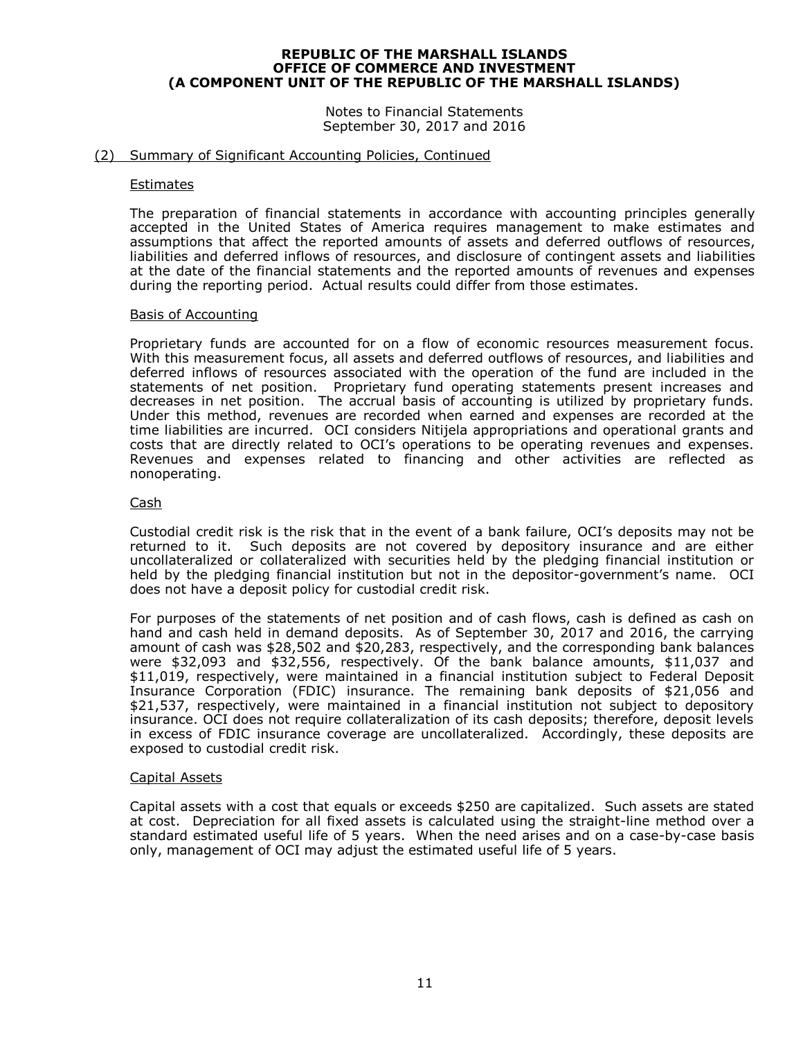**REPUBLIC OF THE MARSHALL ISLANDS**
**OFFICE OF COMMERCE AND INVESTMENT**
**(A COMPONENT UNIT OF THE REPUBLIC OF THE MARSHALL ISLANDS)**

Notes to Financial Statements
September 30, 2017 and 2016

## (2) Summary of Significant Accounting Policies, Continued

### Estimates

The preparation of financial statements in accordance with accounting principles generally accepted in the United States of America requires management to make estimates and assumptions that affect the reported amounts of assets and deferred outflows of resources, liabilities and deferred inflows of resources, and disclosure of contingent assets and liabilities at the date of the financial statements and the reported amounts of revenues and expenses during the reporting period. Actual results could differ from those estimates.

### Basis of Accounting

Proprietary funds are accounted for on a flow of economic resources measurement focus. With this measurement focus, all assets and deferred outflows of resources, and liabilities and deferred inflows of resources associated with the operation of the fund are included in the statements of net position. Proprietary fund operating statements present increases and decreases in net position. The accrual basis of accounting is utilized by proprietary funds. Under this method, revenues are recorded when earned and expenses are recorded at the time liabilities are incurred. OCI considers Nitijela appropriations and operational grants and costs that are directly related to OCI's operations to be operating revenues and expenses. Revenues and expenses related to financing and other activities are reflected as nonoperating.

### Cash

Custodial credit risk is the risk that in the event of a bank failure, OCI's deposits may not be returned to it. Such deposits are not covered by depository insurance and are either uncollateralized or collateralized with securities held by the pledging financial institution or held by the pledging financial institution but not in the depositor-government's name. OCI does not have a deposit policy for custodial credit risk.

For purposes of the statements of net position and of cash flows, cash is defined as cash on hand and cash held in demand deposits. As of September 30, 2017 and 2016, the carrying amount of cash was $28,502 and $20,283, respectively, and the corresponding bank balances were $32,093 and $32,556, respectively. Of the bank balance amounts, $11,037 and $11,019, respectively, were maintained in a financial institution subject to Federal Deposit Insurance Corporation (FDIC) insurance. The remaining bank deposits of $21,056 and $21,537, respectively, were maintained in a financial institution not subject to depository insurance. OCI does not require collateralization of its cash deposits; therefore, deposit levels in excess of FDIC insurance coverage are uncollateralized. Accordingly, these deposits are exposed to custodial credit risk.

### Capital Assets

Capital assets with a cost that equals or exceeds $250 are capitalized. Such assets are stated at cost. Depreciation for all fixed assets is calculated using the straight-line method over a standard estimated useful life of 5 years. When the need arises and on a case-by-case basis only, management of OCI may adjust the estimated useful life of 5 years.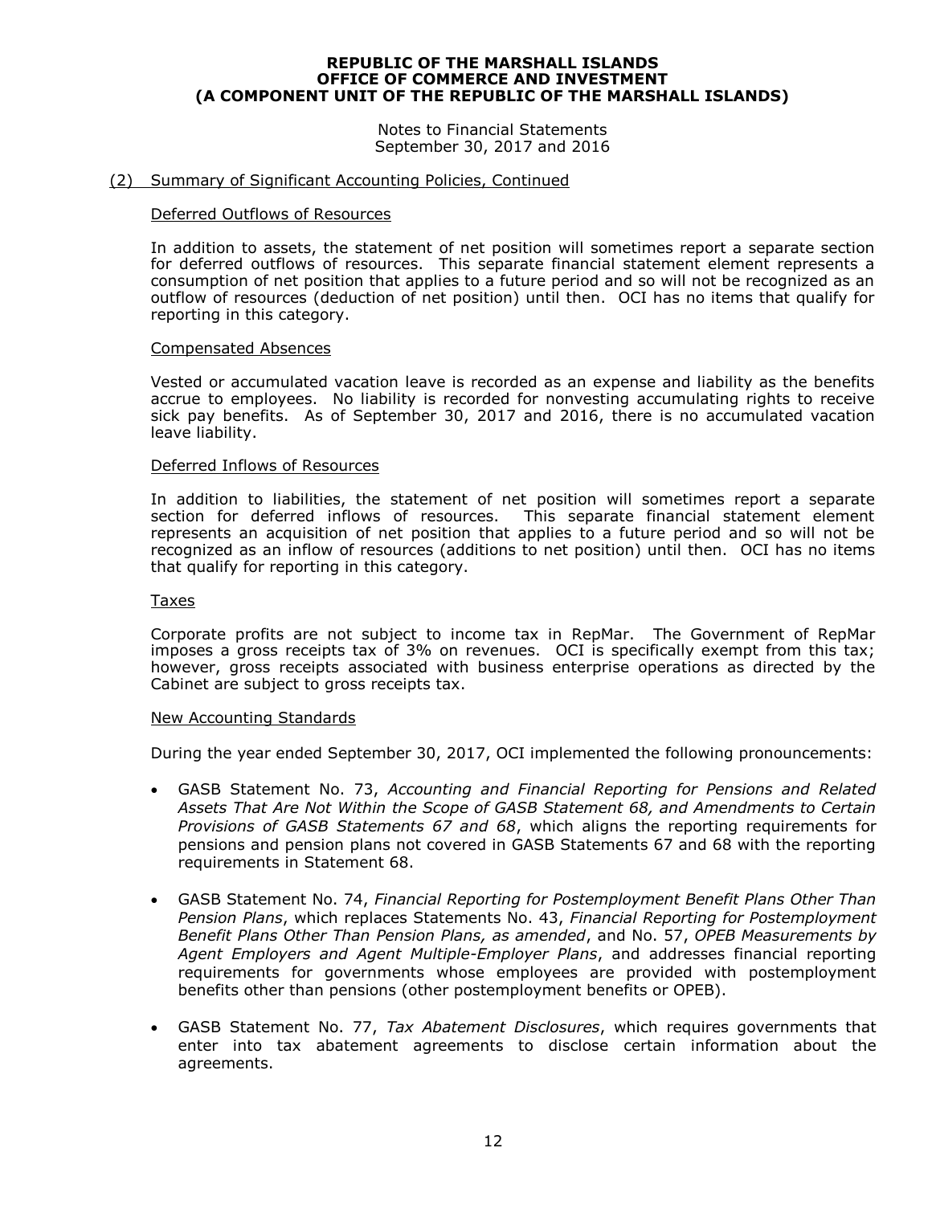## (2) Summary of Significant Accounting Policies, Continued

### Deferred Outflows of Resources

In addition to assets, the statement of net position will sometimes report a separate section for deferred outflows of resources. This separate financial statement element represents a consumption of net position that applies to a future period and so will not be recognized as an outflow of resources (deduction of net position) until then. OCI has no items that qualify for reporting in this category.

### Compensated Absences

Vested or accumulated vacation leave is recorded as an expense and liability as the benefits accrue to employees. No liability is recorded for nonvesting accumulating rights to receive sick pay benefits. As of September 30, 2017 and 2016, there is no accumulated vacation leave liability.

### Deferred Inflows of Resources

In addition to liabilities, the statement of net position will sometimes report a separate section for deferred inflows of resources. This separate financial statement element represents an acquisition of net position that applies to a future period and so will not be recognized as an inflow of resources (additions to net position) until then. OCI has no items that qualify for reporting in this category.

### Taxes

Corporate profits are not subject to income tax in RepMar. The Government of RepMar imposes a gross receipts tax of 3% on revenues. OCI is specifically exempt from this tax; however, gross receipts associated with business enterprise operations as directed by the Cabinet are subject to gross receipts tax.

### New Accounting Standards

During the year ended September 30, 2017, OCI implemented the following pronouncements:

- GASB Statement No. 73, *Accounting and Financial Reporting for Pensions and Related Assets That Are Not Within the Scope of GASB Statement 68, and Amendments to Certain Provisions of GASB Statements 67 and 68*, which aligns the reporting requirements for pensions and pension plans not covered in GASB Statements 67 and 68 with the reporting requirements in Statement 68.
- GASB Statement No. 74, *Financial Reporting for Postemployment Benefit Plans Other Than Pension Plans*, which replaces Statements No. 43, *Financial Reporting for Postemployment Benefit Plans Other Than Pension Plans, as amended*, and No. 57, *OPEB Measurements by Agent Employers and Agent Multiple-Employer Plans*, and addresses financial reporting requirements for governments whose employees are provided with postemployment benefits other than pensions (other postemployment benefits or OPEB).
- GASB Statement No. 77, *Tax Abatement Disclosures*, which requires governments that enter into tax abatement agreements to disclose certain information about the agreements.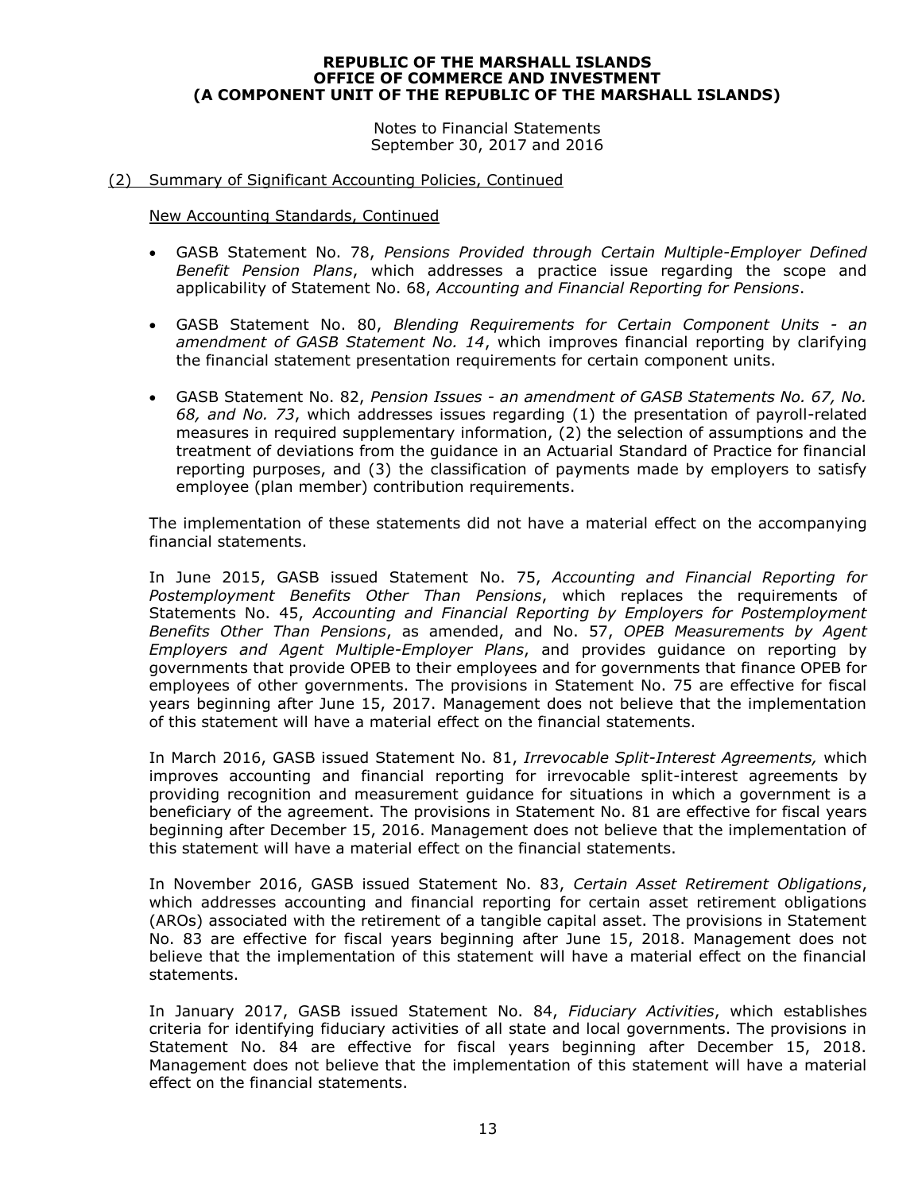## (2) Summary of Significant Accounting Policies, Continued

New Accounting Standards, Continued

- GASB Statement No. 78, *Pensions Provided through Certain Multiple-Employer Defined Benefit Pension Plans*, which addresses a practice issue regarding the scope and applicability of Statement No. 68, *Accounting and Financial Reporting for Pensions*.

- GASB Statement No. 80, *Blending Requirements for Certain Component Units - an amendment of GASB Statement No. 14*, which improves financial reporting by clarifying the financial statement presentation requirements for certain component units.

- GASB Statement No. 82, *Pension Issues - an amendment of GASB Statements No. 67, No. 68, and No. 73*, which addresses issues regarding (1) the presentation of payroll-related measures in required supplementary information, (2) the selection of assumptions and the treatment of deviations from the guidance in an Actuarial Standard of Practice for financial reporting purposes, and (3) the classification of payments made by employers to satisfy employee (plan member) contribution requirements.

The implementation of these statements did not have a material effect on the accompanying financial statements.

In June 2015, GASB issued Statement No. 75, *Accounting and Financial Reporting for Postemployment Benefits Other Than Pensions*, which replaces the requirements of Statements No. 45, *Accounting and Financial Reporting by Employers for Postemployment Benefits Other Than Pensions*, as amended, and No. 57, *OPEB Measurements by Agent Employers and Agent Multiple-Employer Plans*, and provides guidance on reporting by governments that provide OPEB to their employees and for governments that finance OPEB for employees of other governments. The provisions in Statement No. 75 are effective for fiscal years beginning after June 15, 2017. Management does not believe that the implementation of this statement will have a material effect on the financial statements.

In March 2016, GASB issued Statement No. 81, *Irrevocable Split-Interest Agreements,* which improves accounting and financial reporting for irrevocable split-interest agreements by providing recognition and measurement guidance for situations in which a government is a beneficiary of the agreement. The provisions in Statement No. 81 are effective for fiscal years beginning after December 15, 2016. Management does not believe that the implementation of this statement will have a material effect on the financial statements.

In November 2016, GASB issued Statement No. 83, *Certain Asset Retirement Obligations*, which addresses accounting and financial reporting for certain asset retirement obligations (AROs) associated with the retirement of a tangible capital asset. The provisions in Statement No. 83 are effective for fiscal years beginning after June 15, 2018. Management does not believe that the implementation of this statement will have a material effect on the financial statements.

In January 2017, GASB issued Statement No. 84, *Fiduciary Activities*, which establishes criteria for identifying fiduciary activities of all state and local governments. The provisions in Statement No. 84 are effective for fiscal years beginning after December 15, 2018. Management does not believe that the implementation of this statement will have a material effect on the financial statements.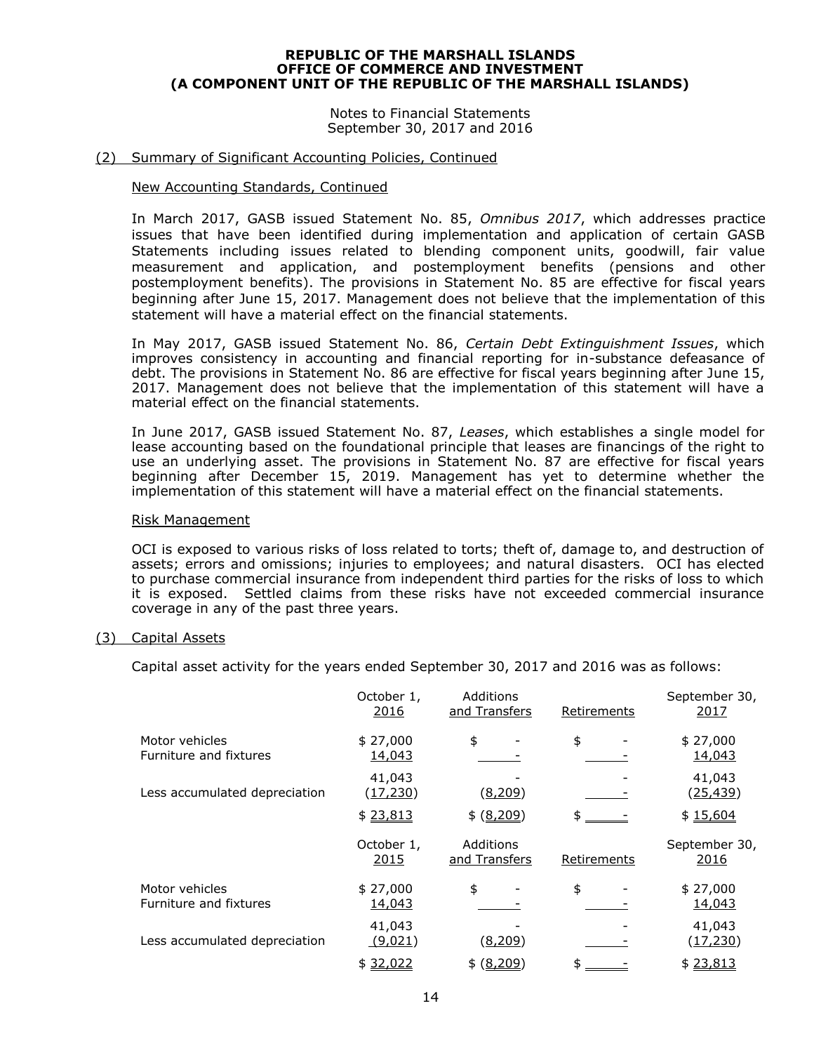**REPUBLIC OF THE MARSHALL ISLANDS**
**OFFICE OF COMMERCE AND INVESTMENT**
**(A COMPONENT UNIT OF THE REPUBLIC OF THE MARSHALL ISLANDS)**

Notes to Financial Statements
September 30, 2017 and 2016

## (2) Summary of Significant Accounting Policies, Continued

### New Accounting Standards, Continued

In March 2017, GASB issued Statement No. 85, *Omnibus 2017*, which addresses practice issues that have been identified during implementation and application of certain GASB Statements including issues related to blending component units, goodwill, fair value measurement and application, and postemployment benefits (pensions and other postemployment benefits). The provisions in Statement No. 85 are effective for fiscal years beginning after June 15, 2017. Management does not believe that the implementation of this statement will have a material effect on the financial statements.

In May 2017, GASB issued Statement No. 86, *Certain Debt Extinguishment Issues*, which improves consistency in accounting and financial reporting for in-substance defeasance of debt. The provisions in Statement No. 86 are effective for fiscal years beginning after June 15, 2017. Management does not believe that the implementation of this statement will have a material effect on the financial statements.

In June 2017, GASB issued Statement No. 87, *Leases*, which establishes a single model for lease accounting based on the foundational principle that leases are financings of the right to use an underlying asset. The provisions in Statement No. 87 are effective for fiscal years beginning after December 15, 2019. Management has yet to determine whether the implementation of this statement will have a material effect on the financial statements.

### Risk Management

OCI is exposed to various risks of loss related to torts; theft of, damage to, and destruction of assets; errors and omissions; injuries to employees; and natural disasters. OCI has elected to purchase commercial insurance from independent third parties for the risks of loss to which it is exposed. Settled claims from these risks have not exceeded commercial insurance coverage in any of the past three years.

## (3) Capital Assets

Capital asset activity for the years ended September 30, 2017 and 2016 was as follows:

| | October 1, 2016 | Additions and Transfers | Retirements | September 30, 2017 |
|---|---|---|---|---|
| Motor vehicles | $ 27,000 | $ - | $ - | $ 27,000 |
| Furniture and fixtures | 14,043 | - | - | 14,043 |
| | 41,043 | - | - | 41,043 |
| Less accumulated depreciation | (17,230) | (8,209) | - | (25,439) |
| | $ 23,813 | $ (8,209) | $ - | $ 15,604 |

| | October 1, 2015 | Additions and Transfers | Retirements | September 30, 2016 |
|---|---|---|---|---|
| Motor vehicles | $ 27,000 | $ - | $ - | $ 27,000 |
| Furniture and fixtures | 14,043 | - | - | 14,043 |
| | 41,043 | - | - | 41,043 |
| Less accumulated depreciation | (9,021) | (8,209) | - | (17,230) |
| | $ 32,022 | $ (8,209) | $ - | $ 23,813 |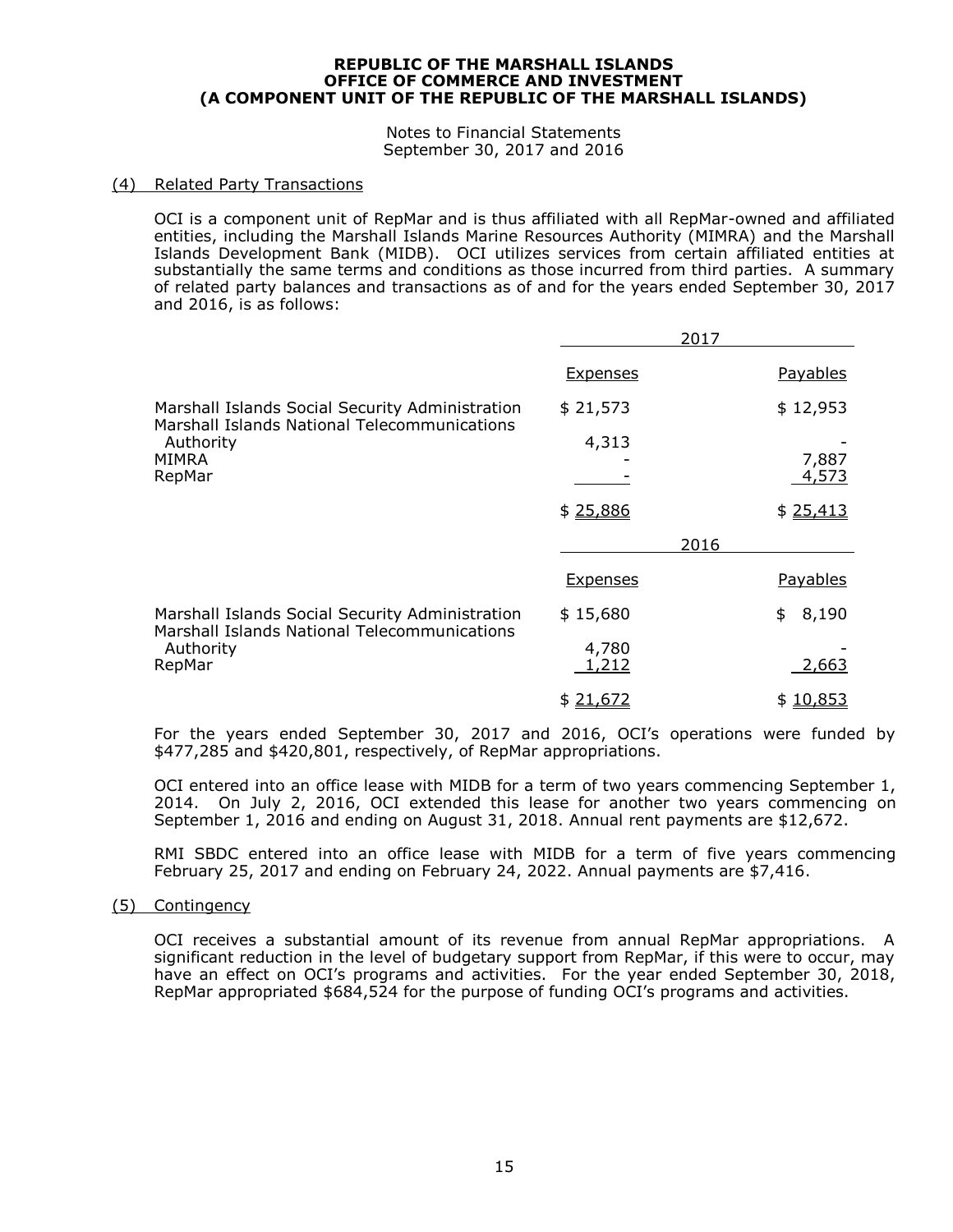**REPUBLIC OF THE MARSHALL ISLANDS**
**OFFICE OF COMMERCE AND INVESTMENT**
**(A COMPONENT UNIT OF THE REPUBLIC OF THE MARSHALL ISLANDS)**

Notes to Financial Statements
September 30, 2017 and 2016

## (4) Related Party Transactions

OCI is a component unit of RepMar and is thus affiliated with all RepMar-owned and affiliated entities, including the Marshall Islands Marine Resources Authority (MIMRA) and the Marshall Islands Development Bank (MIDB). OCI utilizes services from certain affiliated entities at substantially the same terms and conditions as those incurred from third parties. A summary of related party balances and transactions as of and for the years ended September 30, 2017 and 2016, is as follows:

| | 2017 | |
|---|---|---|
| | Expenses | Payables |
| Marshall Islands Social Security Administration | $ 21,573 | $ 12,953 |
| Marshall Islands National Telecommunications Authority | 4,313 | - |
| MIMRA | - | 7,887 |
| RepMar | - | 4,573 |
| | $ 25,886 | $ 25,413 |

| | 2016 | |
|---|---|---|
| | Expenses | Payables |
| Marshall Islands Social Security Administration | $ 15,680 | $ 8,190 |
| Marshall Islands National Telecommunications Authority | 4,780 | - |
| RepMar | 1,212 | 2,663 |
| | $ 21,672 | $ 10,853 |

For the years ended September 30, 2017 and 2016, OCI's operations were funded by $477,285 and $420,801, respectively, of RepMar appropriations.

OCI entered into an office lease with MIDB for a term of two years commencing September 1, 2014. On July 2, 2016, OCI extended this lease for another two years commencing on September 1, 2016 and ending on August 31, 2018. Annual rent payments are $12,672.

RMI SBDC entered into an office lease with MIDB for a term of five years commencing February 25, 2017 and ending on February 24, 2022. Annual payments are $7,416.

## (5) Contingency

OCI receives a substantial amount of its revenue from annual RepMar appropriations. A significant reduction in the level of budgetary support from RepMar, if this were to occur, may have an effect on OCI's programs and activities. For the year ended September 30, 2018, RepMar appropriated $684,524 for the purpose of funding OCI's programs and activities.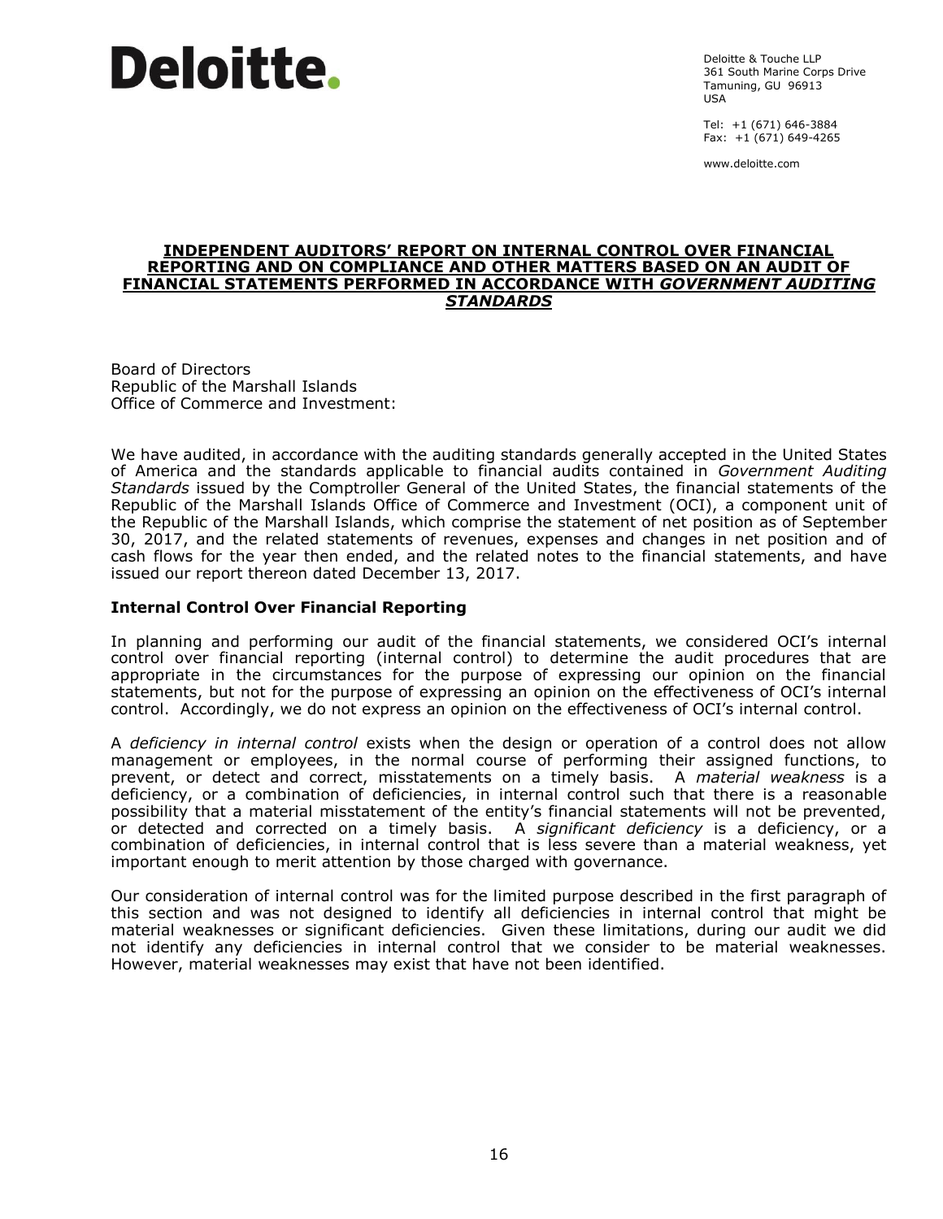**Deloitte.**

Deloitte & Touche LLP
361 South Marine Corps Drive
Tamuning, GU 96913
USA

Tel: +1 (671) 646-3884
Fax: +1 (671) 649-4265

www.deloitte.com

# INDEPENDENT AUDITORS' REPORT ON INTERNAL CONTROL OVER FINANCIAL REPORTING AND ON COMPLIANCE AND OTHER MATTERS BASED ON AN AUDIT OF FINANCIAL STATEMENTS PERFORMED IN ACCORDANCE WITH *GOVERNMENT AUDITING STANDARDS*

Board of Directors
Republic of the Marshall Islands
Office of Commerce and Investment:

We have audited, in accordance with the auditing standards generally accepted in the United States of America and the standards applicable to financial audits contained in *Government Auditing Standards* issued by the Comptroller General of the United States, the financial statements of the Republic of the Marshall Islands Office of Commerce and Investment (OCI), a component unit of the Republic of the Marshall Islands, which comprise the statement of net position as of September 30, 2017, and the related statements of revenues, expenses and changes in net position and of cash flows for the year then ended, and the related notes to the financial statements, and have issued our report thereon dated December 13, 2017.

## Internal Control Over Financial Reporting

In planning and performing our audit of the financial statements, we considered OCI's internal control over financial reporting (internal control) to determine the audit procedures that are appropriate in the circumstances for the purpose of expressing our opinion on the financial statements, but not for the purpose of expressing an opinion on the effectiveness of OCI's internal control. Accordingly, we do not express an opinion on the effectiveness of OCI's internal control.

A *deficiency in internal control* exists when the design or operation of a control does not allow management or employees, in the normal course of performing their assigned functions, to prevent, or detect and correct, misstatements on a timely basis. A *material weakness* is a deficiency, or a combination of deficiencies, in internal control such that there is a reasonable possibility that a material misstatement of the entity's financial statements will not be prevented, or detected and corrected on a timely basis. A *significant deficiency* is a deficiency, or a combination of deficiencies, in internal control that is less severe than a material weakness, yet important enough to merit attention by those charged with governance.

Our consideration of internal control was for the limited purpose described in the first paragraph of this section and was not designed to identify all deficiencies in internal control that might be material weaknesses or significant deficiencies. Given these limitations, during our audit we did not identify any deficiencies in internal control that we consider to be material weaknesses. However, material weaknesses may exist that have not been identified.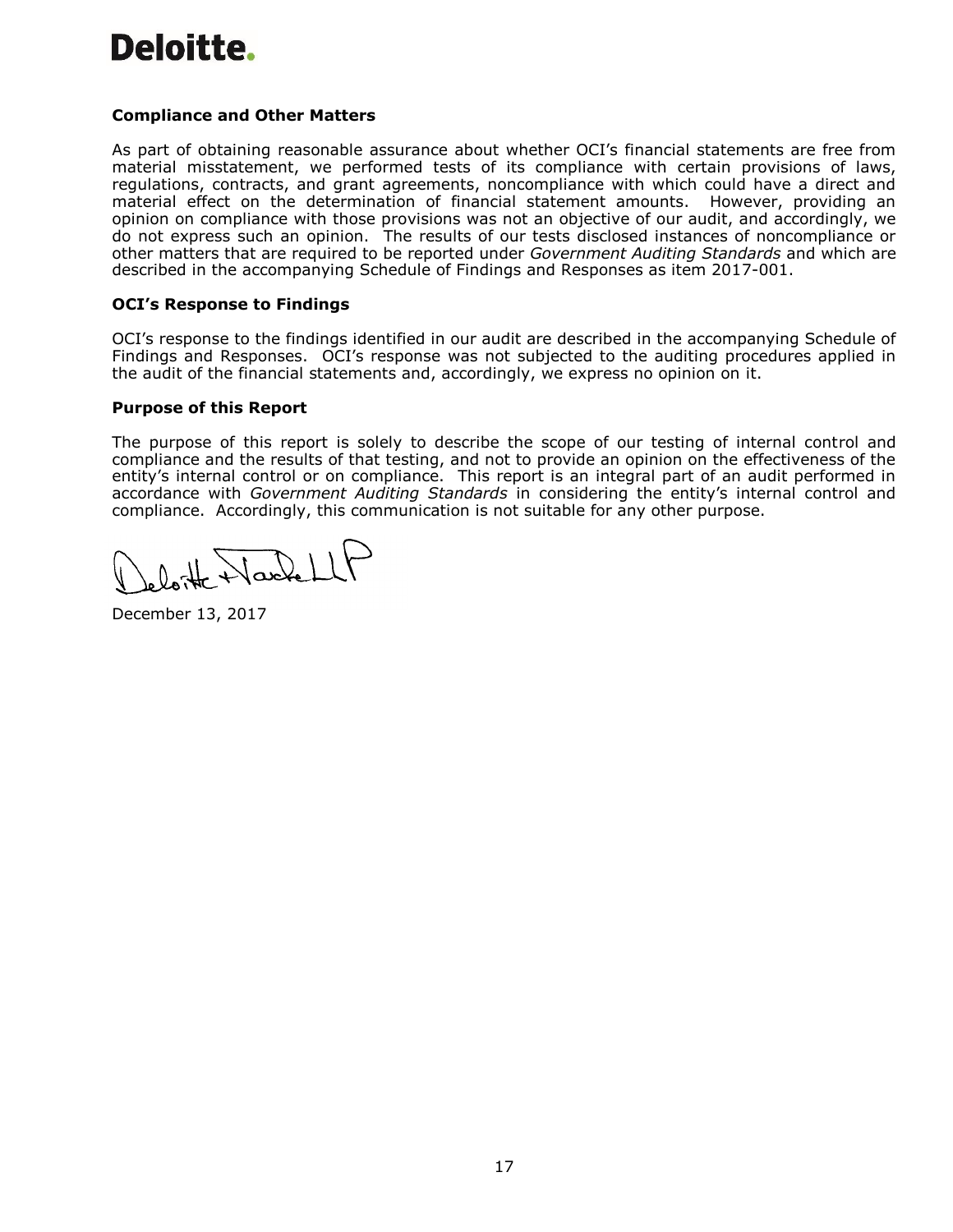Deloitte.

### Compliance and Other Matters

As part of obtaining reasonable assurance about whether OCI's financial statements are free from material misstatement, we performed tests of its compliance with certain provisions of laws, regulations, contracts, and grant agreements, noncompliance with which could have a direct and material effect on the determination of financial statement amounts. However, providing an opinion on compliance with those provisions was not an objective of our audit, and accordingly, we do not express such an opinion. The results of our tests disclosed instances of noncompliance or other matters that are required to be reported under *Government Auditing Standards* and which are described in the accompanying Schedule of Findings and Responses as item 2017-001.

### OCI's Response to Findings

OCI's response to the findings identified in our audit are described in the accompanying Schedule of Findings and Responses. OCI's response was not subjected to the auditing procedures applied in the audit of the financial statements and, accordingly, we express no opinion on it.

### Purpose of this Report

The purpose of this report is solely to describe the scope of our testing of internal control and compliance and the results of that testing, and not to provide an opinion on the effectiveness of the entity's internal control or on compliance. This report is an integral part of an audit performed in accordance with *Government Auditing Standards* in considering the entity's internal control and compliance. Accordingly, this communication is not suitable for any other purpose.

Deloitte & Touche LLP

December 13, 2017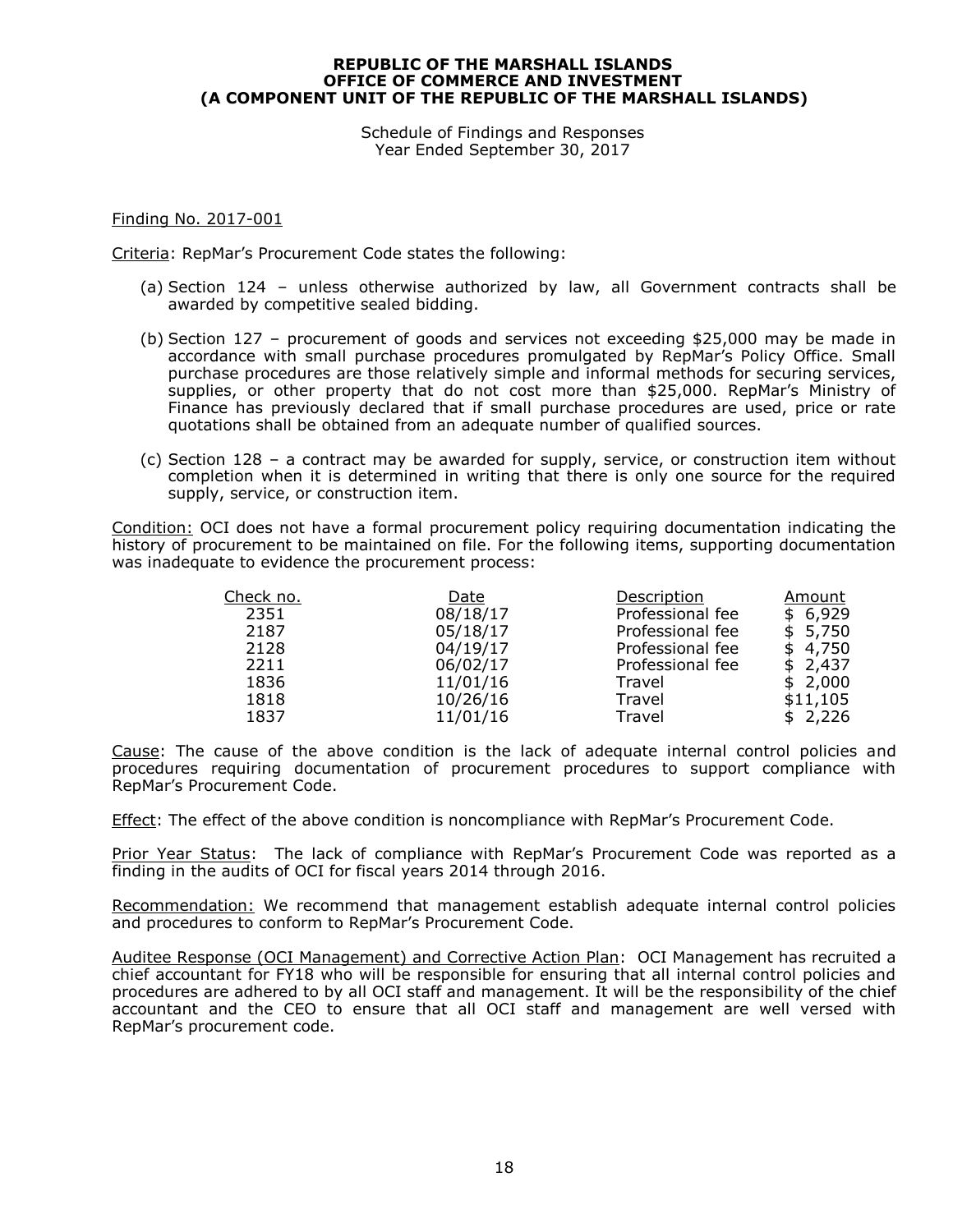**REPUBLIC OF THE MARSHALL ISLANDS**
**OFFICE OF COMMERCE AND INVESTMENT**
**(A COMPONENT UNIT OF THE REPUBLIC OF THE MARSHALL ISLANDS)**

Schedule of Findings and Responses
Year Ended September 30, 2017

Finding No. 2017-001

Criteria: RepMar's Procurement Code states the following:

(a) Section 124 – unless otherwise authorized by law, all Government contracts shall be awarded by competitive sealed bidding.

(b) Section 127 – procurement of goods and services not exceeding $25,000 may be made in accordance with small purchase procedures promulgated by RepMar's Policy Office. Small purchase procedures are those relatively simple and informal methods for securing services, supplies, or other property that do not cost more than $25,000. RepMar's Ministry of Finance has previously declared that if small purchase procedures are used, price or rate quotations shall be obtained from an adequate number of qualified sources.

(c) Section 128 – a contract may be awarded for supply, service, or construction item without completion when it is determined in writing that there is only one source for the required supply, service, or construction item.

Condition: OCI does not have a formal procurement policy requiring documentation indicating the history of procurement to be maintained on file. For the following items, supporting documentation was inadequate to evidence the procurement process:

| Check no. | Date | Description | Amount |
|---|---|---|---|
| 2351 | 08/18/17 | Professional fee | $ 6,929 |
| 2187 | 05/18/17 | Professional fee | $ 5,750 |
| 2128 | 04/19/17 | Professional fee | $ 4,750 |
| 2211 | 06/02/17 | Professional fee | $ 2,437 |
| 1836 | 11/01/16 | Travel | $ 2,000 |
| 1818 | 10/26/16 | Travel | $11,105 |
| 1837 | 11/01/16 | Travel | $ 2,226 |

Cause: The cause of the above condition is the lack of adequate internal control policies and procedures requiring documentation of procurement procedures to support compliance with RepMar's Procurement Code.

Effect: The effect of the above condition is noncompliance with RepMar's Procurement Code.

Prior Year Status: The lack of compliance with RepMar's Procurement Code was reported as a finding in the audits of OCI for fiscal years 2014 through 2016.

Recommendation: We recommend that management establish adequate internal control policies and procedures to conform to RepMar's Procurement Code.

Auditee Response (OCI Management) and Corrective Action Plan: OCI Management has recruited a chief accountant for FY18 who will be responsible for ensuring that all internal control policies and procedures are adhered to by all OCI staff and management. It will be the responsibility of the chief accountant and the CEO to ensure that all OCI staff and management are well versed with RepMar's procurement code.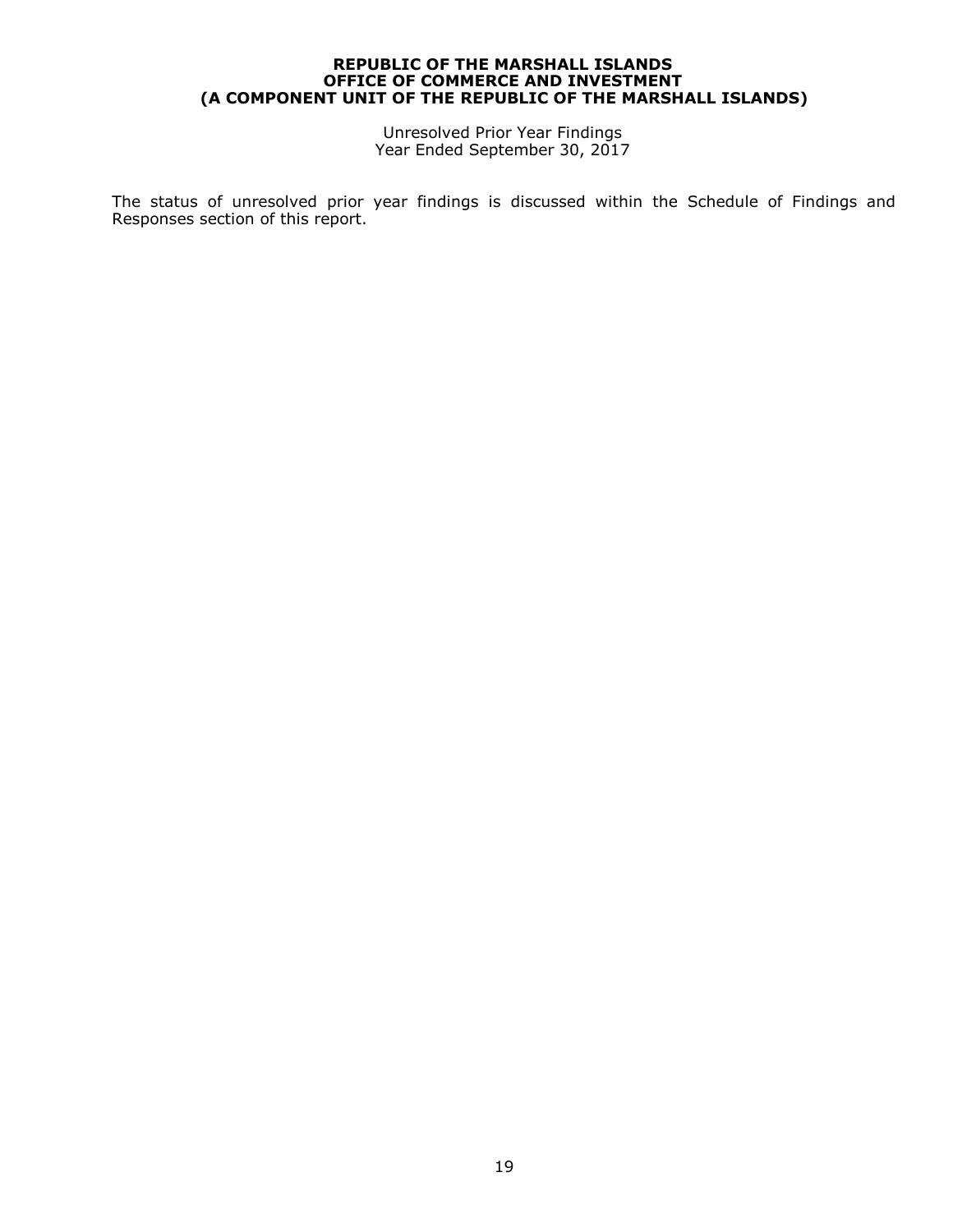**REPUBLIC OF THE MARSHALL ISLANDS**
**OFFICE OF COMMERCE AND INVESTMENT**
**(A COMPONENT UNIT OF THE REPUBLIC OF THE MARSHALL ISLANDS)**

Unresolved Prior Year Findings
Year Ended September 30, 2017

The status of unresolved prior year findings is discussed within the Schedule of Findings and Responses section of this report.